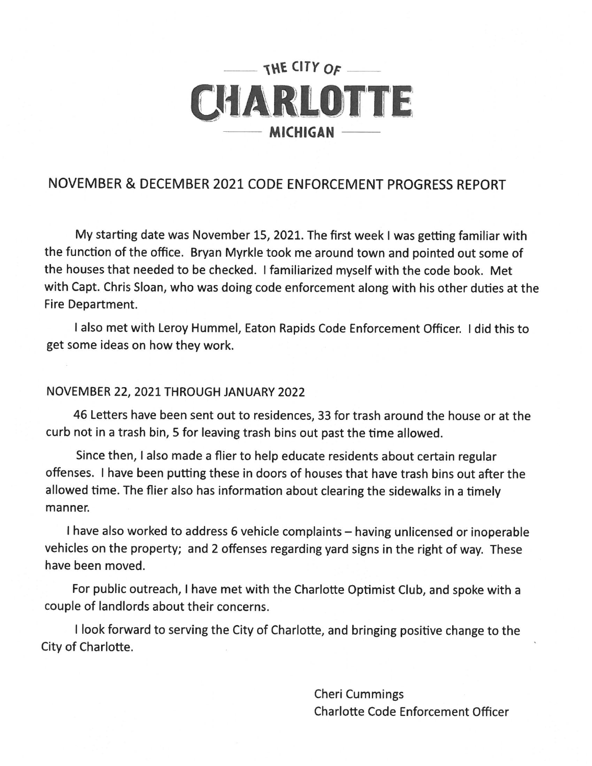THE CITY OF

# CHARLOTTE

MICHIGAN

## NOVEMBER & DECEMBER 2021 CODE ENFORCEMENT PROGRESS REPORT

My starting date was November 15, 2021. The first week I was getting familiar with the function of the office. Bryan Myrkle took me around town and pointed out some of the houses that needed to be checked. I familiarized myself with the code book. Met with Capt. Chris Sloan, who was doing code enforcement along with his other duties at the Fire Department.

I also met with Leroy Hummel, Eaton Rapids Code Enforcement Officer. I did this to get some ideas on how they work.

### NOVEMBER 22, 2021 THROUGH JANUARY 2022

46 Letters have been sent out to residences, 33 for trash around the house or at the curb not in a trash bin, 5 for leaving trash bins out past the time allowed.

Since then, I also made a flier to help educate residents about certain regular offenses. I have been putting these in doors of houses that have trash bins out after the allowed time. The flier also has information about clearing the sidewalks in a timely manner.

I have also worked to address 6 vehicle complaints – having unlicensed or inoperable vehicles on the property; and 2 offenses regarding yard signs in the right of way. These have been moved.

For public outreach, I have met with the Charlotte Optimist Club, and spoke with a couple of landlords about their concerns.

I look forward to serving the City of Charlotte, and bringing positive change to the City of Charlotte.

Cheri Cummings
Charlotte Code Enforcement Officer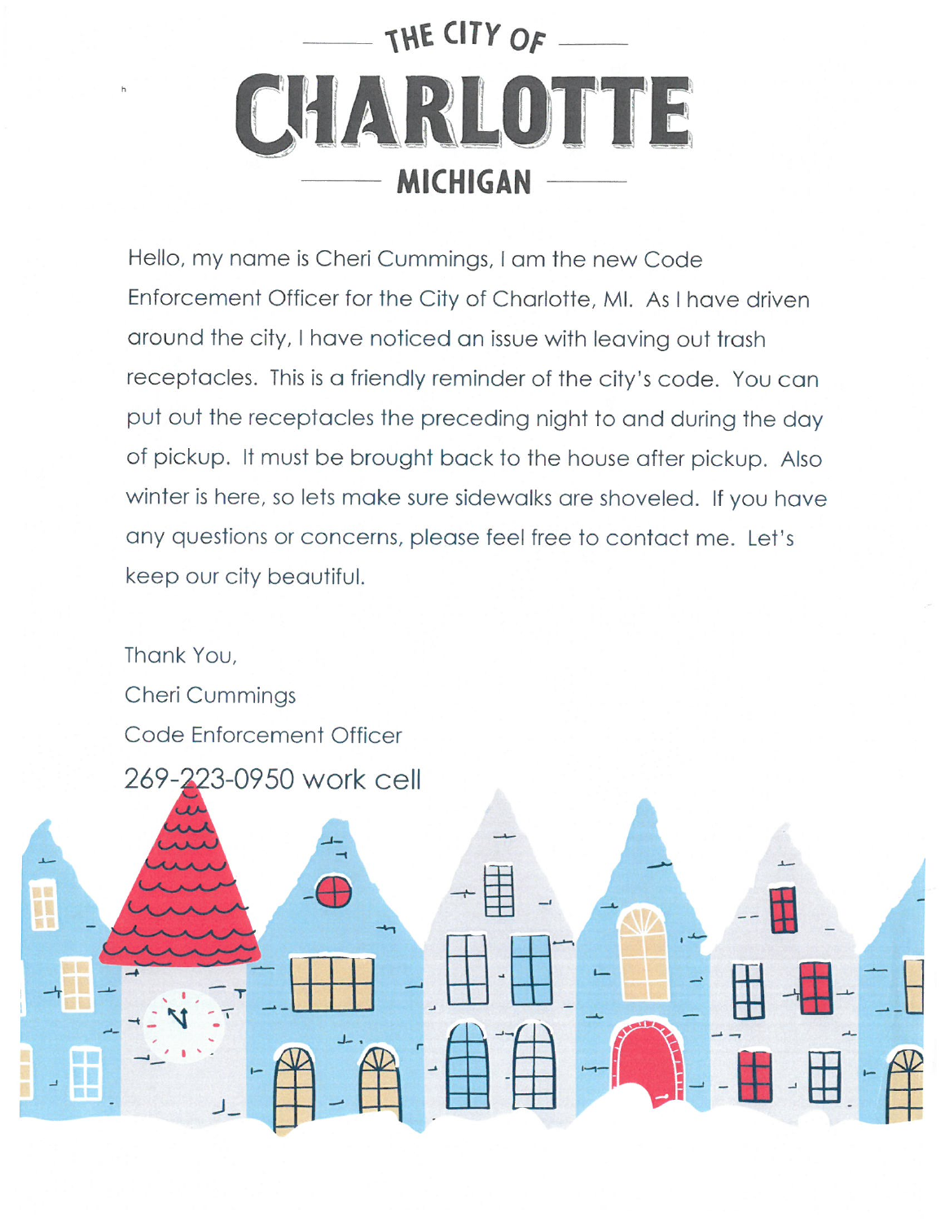THE CITY OF

# CHARLOTTE

MICHIGAN

Hello, my name is Cheri Cummings, I am the new Code Enforcement Officer for the City of Charlotte, MI. As I have driven around the city, I have noticed an issue with leaving out trash receptacles. This is a friendly reminder of the city's code. You can put out the receptacles the preceding night to and during the day of pickup. It must be brought back to the house after pickup. Also winter is here, so lets make sure sidewalks are shoveled. If you have any questions or concerns, please feel free to contact me. Let's keep our city beautiful.

Thank You,
Cheri Cummings
Code Enforcement Officer
269-223-0950 work cell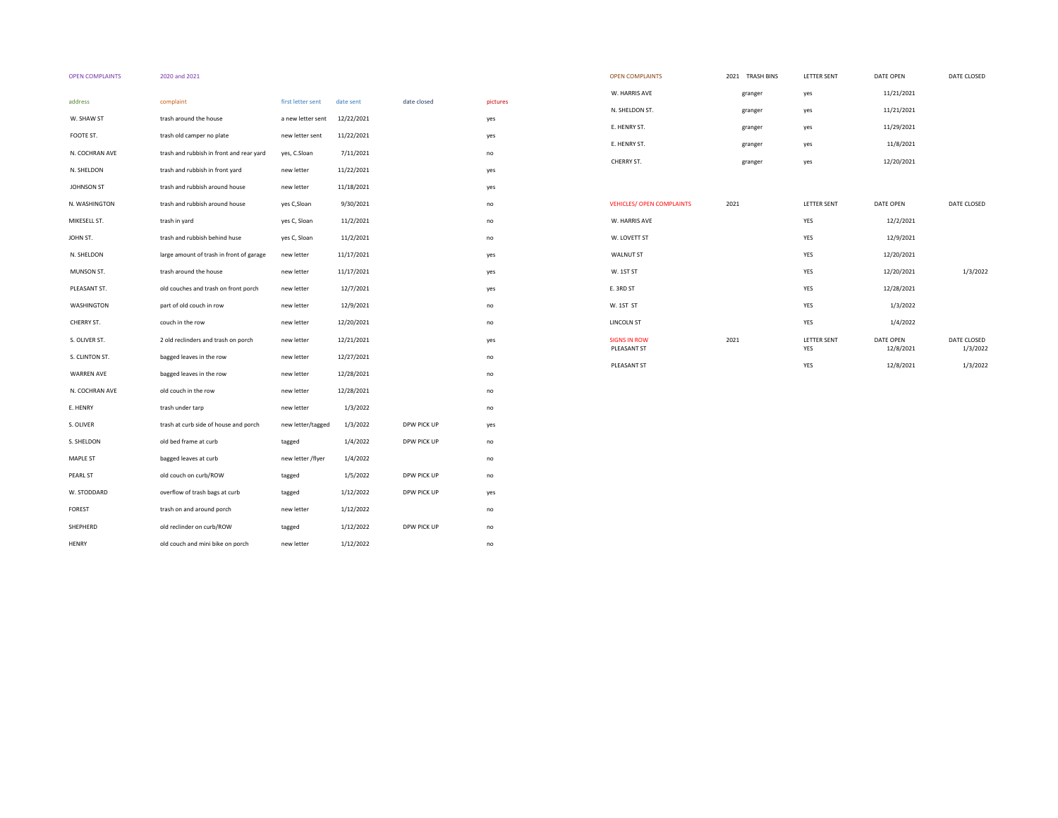| OPEN COMPLAINTS | 2020 and 2021 | | | | |
|---|---|---|---|---|---|
| address | complaint | first letter sent | date sent | date closed | pictures |
| W. SHAW ST | trash around the house | a new letter sent | 12/22/2021 | | yes |
| FOOTE ST. | trash old camper no plate | new letter sent | 11/22/2021 | | yes |
| N. COCHRAN AVE | trash and rubbish in front and rear yard | yes, C.Sloan | 7/11/2021 | | no |
| N. SHELDON | trash and rubbish in front yard | new letter | 11/22/2021 | | yes |
| JOHNSON ST | trash and rubbish around house | new letter | 11/18/2021 | | yes |
| N. WASHINGTON | trash and rubbish around house | yes C,Sloan | 9/30/2021 | | no |
| MIKESELL ST. | trash in yard | yes C, Sloan | 11/2/2021 | | no |
| JOHN ST. | trash and rubbish behind huse | yes C, Sloan | 11/2/2021 | | no |
| N. SHELDON | large amount of trash in front of garage | new letter | 11/17/2021 | | yes |
| MUNSON ST. | trash around the house | new letter | 11/17/2021 | | yes |
| PLEASANT ST. | old couches and trash on front porch | new letter | 12/7/2021 | | yes |
| WASHINGTON | part of old couch in row | new letter | 12/9/2021 | | no |
| CHERRY ST. | couch in the row | new letter | 12/20/2021 | | no |
| S. OLIVER ST. | 2 old reclinders and trash on porch | new letter | 12/21/2021 | | yes |
| S. CLINTON ST. | bagged leaves in the row | new letter | 12/27/2021 | | no |
| WARREN AVE | bagged leaves in the row | new letter | 12/28/2021 | | no |
| N. COCHRAN AVE | old couch in the row | new letter | 12/28/2021 | | no |
| E. HENRY | trash under tarp | new letter | 1/3/2022 | | no |
| S. OLIVER | trash at curb side of house and porch | new letter/tagged | 1/3/2022 | DPW PICK UP | yes |
| S. SHELDON | old bed frame at curb | tagged | 1/4/2022 | DPW PICK UP | no |
| MAPLE ST | bagged leaves at curb | new letter /flyer | 1/4/2022 | | no |
| PEARL ST | old couch on curb/ROW | tagged | 1/5/2022 | DPW PICK UP | no |
| W. STODDARD | overflow of trash bags at curb | tagged | 1/12/2022 | DPW PICK UP | yes |
| FOREST | trash on and around porch | new letter | 1/12/2022 | | no |
| SHEPHERD | old reclinder on curb/ROW | tagged | 1/12/2022 | DPW PICK UP | no |
| HENRY | old couch and mini bike on porch | new letter | 1/12/2022 | | no |

| OPEN COMPLAINTS | 2021 TRASH BINS | LETTER SENT | DATE OPEN | DATE CLOSED |
|---|---|---|---|---|
| W. HARRIS AVE | granger | yes | 11/21/2021 | |
| N. SHELDON ST. | granger | yes | 11/21/2021 | |
| E. HENRY ST. | granger | yes | 11/29/2021 | |
| E. HENRY ST. | granger | yes | 11/8/2021 | |
| CHERRY ST. | granger | yes | 12/20/2021 | |

| VEHICLES/ OPEN COMPLAINTS | 2021 | LETTER SENT | DATE OPEN | DATE CLOSED |
|---|---|---|---|---|
| W. HARRIS AVE | | YES | 12/2/2021 | |
| W. LOVETT ST | | YES | 12/9/2021 | |
| WALNUT ST | | YES | 12/20/2021 | |
| W. 1ST ST | | YES | 12/20/2021 | 1/3/2022 |
| E. 3RD ST | | YES | 12/28/2021 | |
| W. 1ST ST | | YES | 1/3/2022 | |
| LINCOLN ST | | YES | 1/4/2022 | |

| SIGNS IN ROW | 2021 | LETTER SENT | DATE OPEN | DATE CLOSED |
|---|---|---|---|---|
| PLEASANT ST | | YES | 12/8/2021 | 1/3/2022 |
| PLEASANT ST | | YES | 12/8/2021 | 1/3/2022 |